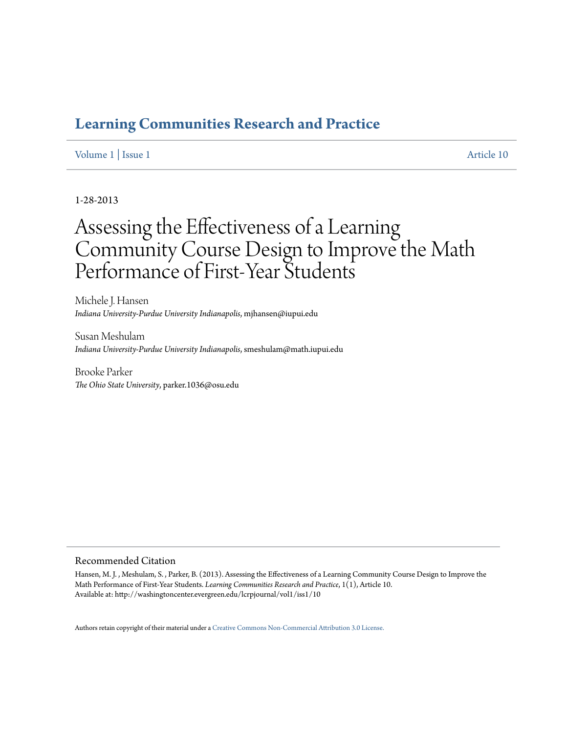# Learning Communities Research and Practice

Volume 1 | Issue 1 | Article 10

1-28-2013

# Assessing the Effectiveness of a Learning Community Course Design to Improve the Math Performance of First-Year Students

Michele J. Hansen
*Indiana University-Purdue University Indianapolis*, mjhansen@iupui.edu

Susan Meshulam
*Indiana University-Purdue University Indianapolis*, smeshulam@math.iupui.edu

Brooke Parker
*The Ohio State University*, parker.1036@osu.edu

## Recommended Citation

Hansen, M. J. , Meshulam, S. , Parker, B. (2013). Assessing the Effectiveness of a Learning Community Course Design to Improve the Math Performance of First-Year Students. *Learning Communities Research and Practice*, 1(1), Article 10.
Available at: http://washingtoncenter.evergreen.edu/lcrpjournal/vol1/iss1/10

Authors retain copyright of their material under a Creative Commons Non-Commercial Attribution 3.0 License.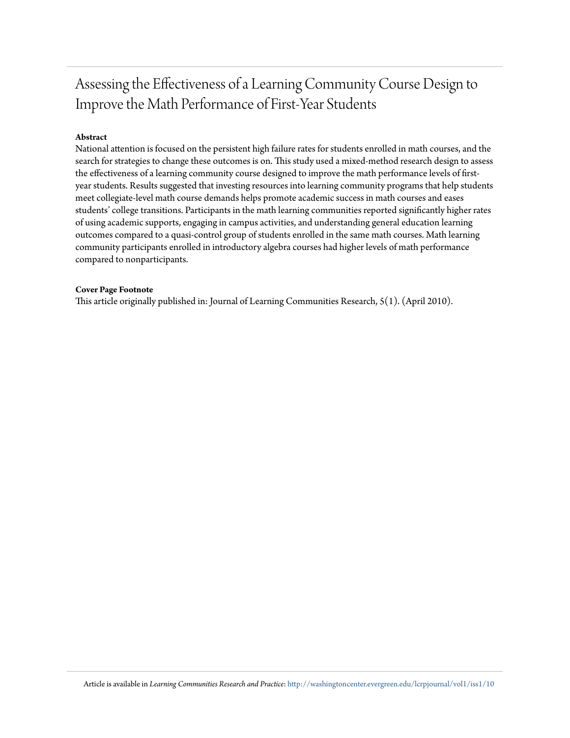# Assessing the Effectiveness of a Learning Community Course Design to Improve the Math Performance of First-Year Students

**Abstract**

National attention is focused on the persistent high failure rates for students enrolled in math courses, and the search for strategies to change these outcomes is on. This study used a mixed-method research design to assess the effectiveness of a learning community course designed to improve the math performance levels of first-year students. Results suggested that investing resources into learning community programs that help students meet collegiate-level math course demands helps promote academic success in math courses and eases students' college transitions. Participants in the math learning communities reported significantly higher rates of using academic supports, engaging in campus activities, and understanding general education learning outcomes compared to a quasi-control group of students enrolled in the same math courses. Math learning community participants enrolled in introductory algebra courses had higher levels of math performance compared to nonparticipants.

**Cover Page Footnote**

This article originally published in: Journal of Learning Communities Research, 5(1). (April 2010).

Article is available in *Learning Communities Research and Practice*: http://washingtoncenter.evergreen.edu/lcrpjournal/vol1/iss1/10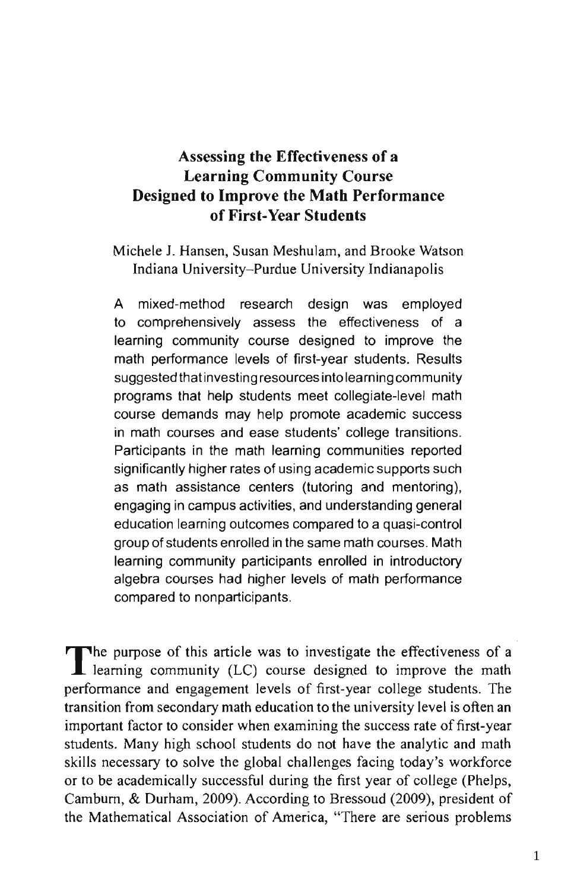# Assessing the Effectiveness of a Learning Community Course Designed to Improve the Math Performance of First-Year Students

Michele J. Hansen, Susan Meshulam, and Brooke Watson
Indiana University–Purdue University Indianapolis

A mixed-method research design was employed to comprehensively assess the effectiveness of a learning community course designed to improve the math performance levels of first-year students. Results suggested that investing resources into learning community programs that help students meet collegiate-level math course demands may help promote academic success in math courses and ease students' college transitions. Participants in the math learning communities reported significantly higher rates of using academic supports such as math assistance centers (tutoring and mentoring), engaging in campus activities, and understanding general education learning outcomes compared to a quasi-control group of students enrolled in the same math courses. Math learning community participants enrolled in introductory algebra courses had higher levels of math performance compared to nonparticipants.

The purpose of this article was to investigate the effectiveness of a learning community (LC) course designed to improve the math performance and engagement levels of first-year college students. The transition from secondary math education to the university level is often an important factor to consider when examining the success rate of first-year students. Many high school students do not have the analytic and math skills necessary to solve the global challenges facing today's workforce or to be academically successful during the first year of college (Phelps, Camburn, & Durham, 2009). According to Bressoud (2009), president of the Mathematical Association of America, "There are serious problems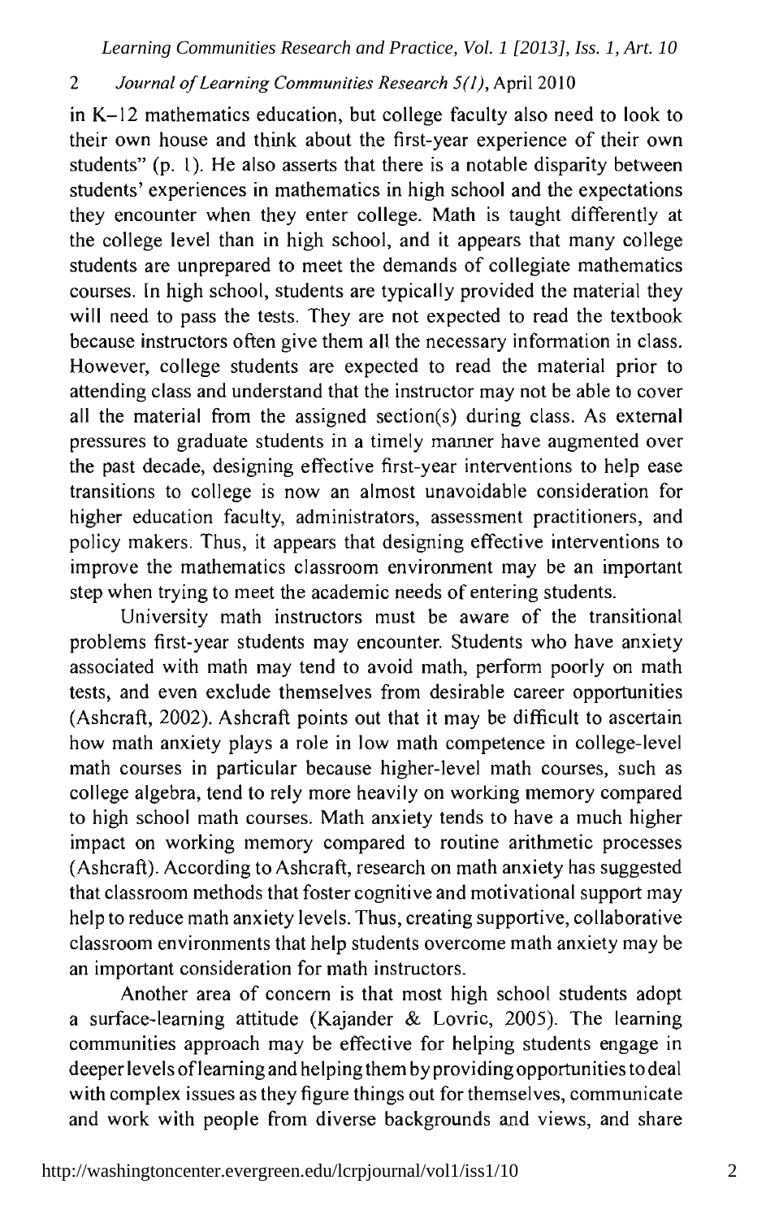in K–12 mathematics education, but college faculty also need to look to their own house and think about the first-year experience of their own students" (p. 1). He also asserts that there is a notable disparity between students' experiences in mathematics in high school and the expectations they encounter when they enter college. Math is taught differently at the college level than in high school, and it appears that many college students are unprepared to meet the demands of collegiate mathematics courses. In high school, students are typically provided the material they will need to pass the tests. They are not expected to read the textbook because instructors often give them all the necessary information in class. However, college students are expected to read the material prior to attending class and understand that the instructor may not be able to cover all the material from the assigned section(s) during class. As external pressures to graduate students in a timely manner have augmented over the past decade, designing effective first-year interventions to help ease transitions to college is now an almost unavoidable consideration for higher education faculty, administrators, assessment practitioners, and policy makers. Thus, it appears that designing effective interventions to improve the mathematics classroom environment may be an important step when trying to meet the academic needs of entering students.

University math instructors must be aware of the transitional problems first-year students may encounter. Students who have anxiety associated with math may tend to avoid math, perform poorly on math tests, and even exclude themselves from desirable career opportunities (Ashcraft, 2002). Ashcraft points out that it may be difficult to ascertain how math anxiety plays a role in low math competence in college-level math courses in particular because higher-level math courses, such as college algebra, tend to rely more heavily on working memory compared to high school math courses. Math anxiety tends to have a much higher impact on working memory compared to routine arithmetic processes (Ashcraft). According to Ashcraft, research on math anxiety has suggested that classroom methods that foster cognitive and motivational support may help to reduce math anxiety levels. Thus, creating supportive, collaborative classroom environments that help students overcome math anxiety may be an important consideration for math instructors.

Another area of concern is that most high school students adopt a surface-learning attitude (Kajander & Lovric, 2005). The learning communities approach may be effective for helping students engage in deeper levels of learning and helping them by providing opportunities to deal with complex issues as they figure things out for themselves, communicate and work with people from diverse backgrounds and views, and share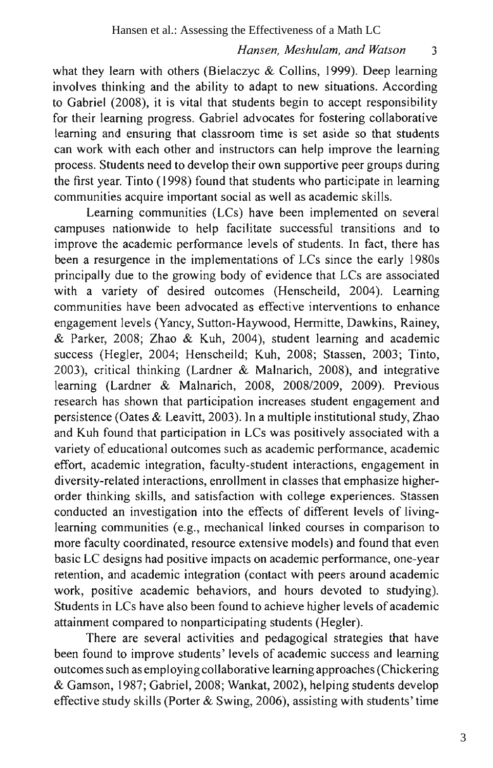what they learn with others (Bielaczyc & Collins, 1999). Deep learning involves thinking and the ability to adapt to new situations. According to Gabriel (2008), it is vital that students begin to accept responsibility for their learning progress. Gabriel advocates for fostering collaborative learning and ensuring that classroom time is set aside so that students can work with each other and instructors can help improve the learning process. Students need to develop their own supportive peer groups during the first year. Tinto (1998) found that students who participate in learning communities acquire important social as well as academic skills.

Learning communities (LCs) have been implemented on several campuses nationwide to help facilitate successful transitions and to improve the academic performance levels of students. In fact, there has been a resurgence in the implementations of LCs since the early 1980s principally due to the growing body of evidence that LCs are associated with a variety of desired outcomes (Henscheild, 2004). Learning communities have been advocated as effective interventions to enhance engagement levels (Yancy, Sutton-Haywood, Hermitte, Dawkins, Rainey, & Parker, 2008; Zhao & Kuh, 2004), student learning and academic success (Hegler, 2004; Henscheild; Kuh, 2008; Stassen, 2003; Tinto, 2003), critical thinking (Lardner & Malnarich, 2008), and integrative learning (Lardner & Malnarich, 2008, 2008/2009, 2009). Previous research has shown that participation increases student engagement and persistence (Oates & Leavitt, 2003). In a multiple institutional study, Zhao and Kuh found that participation in LCs was positively associated with a variety of educational outcomes such as academic performance, academic effort, academic integration, faculty-student interactions, engagement in diversity-related interactions, enrollment in classes that emphasize higher-order thinking skills, and satisfaction with college experiences. Stassen conducted an investigation into the effects of different levels of living-learning communities (e.g., mechanical linked courses in comparison to more faculty coordinated, resource extensive models) and found that even basic LC designs had positive impacts on academic performance, one-year retention, and academic integration (contact with peers around academic work, positive academic behaviors, and hours devoted to studying). Students in LCs have also been found to achieve higher levels of academic attainment compared to nonparticipating students (Hegler).

There are several activities and pedagogical strategies that have been found to improve students' levels of academic success and learning outcomes such as employing collaborative learning approaches (Chickering & Gamson, 1987; Gabriel, 2008; Wankat, 2002), helping students develop effective study skills (Porter & Swing, 2006), assisting with students' time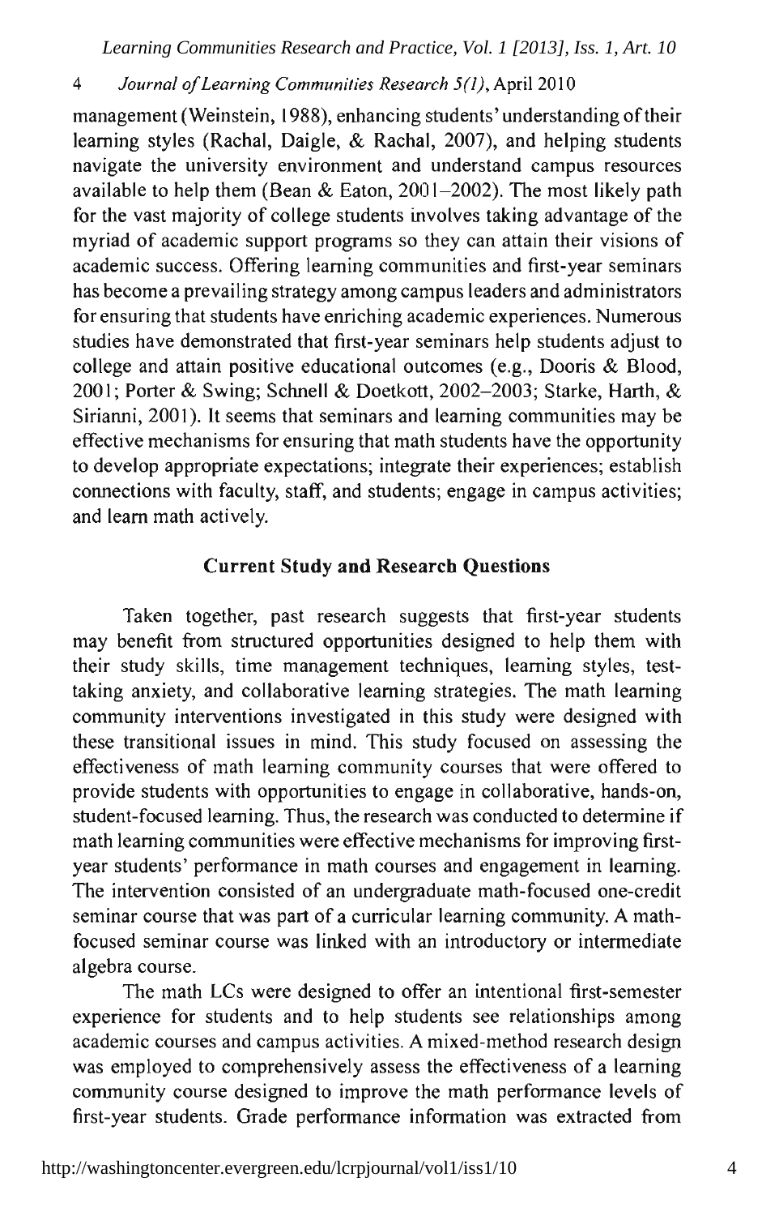management (Weinstein, 1988), enhancing students' understanding of their learning styles (Rachal, Daigle, & Rachal, 2007), and helping students navigate the university environment and understand campus resources available to help them (Bean & Eaton, 2001–2002). The most likely path for the vast majority of college students involves taking advantage of the myriad of academic support programs so they can attain their visions of academic success. Offering learning communities and first-year seminars has become a prevailing strategy among campus leaders and administrators for ensuring that students have enriching academic experiences. Numerous studies have demonstrated that first-year seminars help students adjust to college and attain positive educational outcomes (e.g., Dooris & Blood, 2001; Porter & Swing; Schnell & Doetkott, 2002–2003; Starke, Harth, & Sirianni, 2001). It seems that seminars and learning communities may be effective mechanisms for ensuring that math students have the opportunity to develop appropriate expectations; integrate their experiences; establish connections with faculty, staff, and students; engage in campus activities; and learn math actively.

## Current Study and Research Questions

Taken together, past research suggests that first-year students may benefit from structured opportunities designed to help them with their study skills, time management techniques, learning styles, test-taking anxiety, and collaborative learning strategies. The math learning community interventions investigated in this study were designed with these transitional issues in mind. This study focused on assessing the effectiveness of math learning community courses that were offered to provide students with opportunities to engage in collaborative, hands-on, student-focused learning. Thus, the research was conducted to determine if math learning communities were effective mechanisms for improving first-year students' performance in math courses and engagement in learning. The intervention consisted of an undergraduate math-focused one-credit seminar course that was part of a curricular learning community. A math-focused seminar course was linked with an introductory or intermediate algebra course.

The math LCs were designed to offer an intentional first-semester experience for students and to help students see relationships among academic courses and campus activities. A mixed-method research design was employed to comprehensively assess the effectiveness of a learning community course designed to improve the math performance levels of first-year students. Grade performance information was extracted from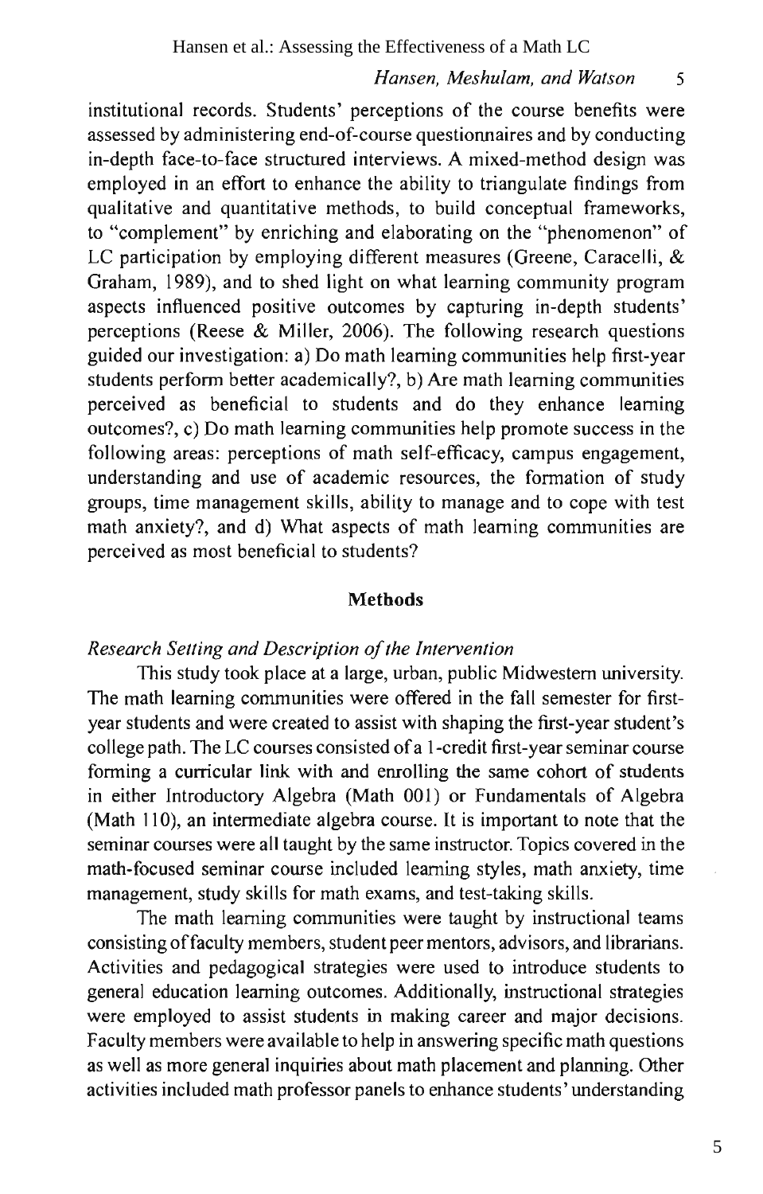institutional records. Students' perceptions of the course benefits were assessed by administering end-of-course questionnaires and by conducting in-depth face-to-face structured interviews. A mixed-method design was employed in an effort to enhance the ability to triangulate findings from qualitative and quantitative methods, to build conceptual frameworks, to "complement" by enriching and elaborating on the "phenomenon" of LC participation by employing different measures (Greene, Caracelli, & Graham, 1989), and to shed light on what learning community program aspects influenced positive outcomes by capturing in-depth students' perceptions (Reese & Miller, 2006). The following research questions guided our investigation: a) Do math learning communities help first-year students perform better academically?, b) Are math learning communities perceived as beneficial to students and do they enhance learning outcomes?, c) Do math learning communities help promote success in the following areas: perceptions of math self-efficacy, campus engagement, understanding and use of academic resources, the formation of study groups, time management skills, ability to manage and to cope with test math anxiety?, and d) What aspects of math learning communities are perceived as most beneficial to students?

## Methods

### *Research Setting and Description of the Intervention*

This study took place at a large, urban, public Midwestern university. The math learning communities were offered in the fall semester for first-year students and were created to assist with shaping the first-year student's college path. The LC courses consisted of a 1-credit first-year seminar course forming a curricular link with and enrolling the same cohort of students in either Introductory Algebra (Math 001) or Fundamentals of Algebra (Math 110), an intermediate algebra course. It is important to note that the seminar courses were all taught by the same instructor. Topics covered in the math-focused seminar course included learning styles, math anxiety, time management, study skills for math exams, and test-taking skills.

The math learning communities were taught by instructional teams consisting of faculty members, student peer mentors, advisors, and librarians. Activities and pedagogical strategies were used to introduce students to general education learning outcomes. Additionally, instructional strategies were employed to assist students in making career and major decisions. Faculty members were available to help in answering specific math questions as well as more general inquiries about math placement and planning. Other activities included math professor panels to enhance students' understanding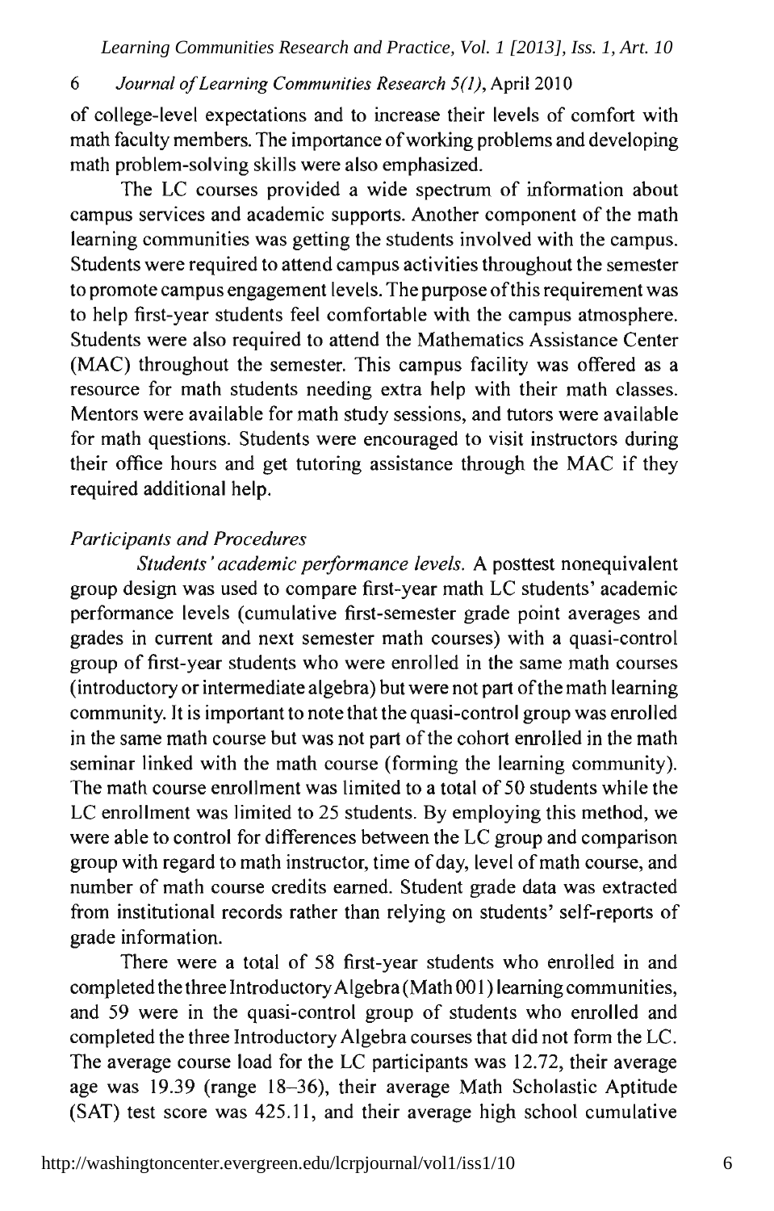of college-level expectations and to increase their levels of comfort with math faculty members. The importance of working problems and developing math problem-solving skills were also emphasized.

The LC courses provided a wide spectrum of information about campus services and academic supports. Another component of the math learning communities was getting the students involved with the campus. Students were required to attend campus activities throughout the semester to promote campus engagement levels. The purpose of this requirement was to help first-year students feel comfortable with the campus atmosphere. Students were also required to attend the Mathematics Assistance Center (MAC) throughout the semester. This campus facility was offered as a resource for math students needing extra help with their math classes. Mentors were available for math study sessions, and tutors were available for math questions. Students were encouraged to visit instructors during their office hours and get tutoring assistance through the MAC if they required additional help.

### *Participants and Procedures*

*Students' academic performance levels.* A posttest nonequivalent group design was used to compare first-year math LC students' academic performance levels (cumulative first-semester grade point averages and grades in current and next semester math courses) with a quasi-control group of first-year students who were enrolled in the same math courses (introductory or intermediate algebra) but were not part of the math learning community. It is important to note that the quasi-control group was enrolled in the same math course but was not part of the cohort enrolled in the math seminar linked with the math course (forming the learning community). The math course enrollment was limited to a total of 50 students while the LC enrollment was limited to 25 students. By employing this method, we were able to control for differences between the LC group and comparison group with regard to math instructor, time of day, level of math course, and number of math course credits earned. Student grade data was extracted from institutional records rather than relying on students' self-reports of grade information.

There were a total of 58 first-year students who enrolled in and completed the three Introductory Algebra (Math 001) learning communities, and 59 were in the quasi-control group of students who enrolled and completed the three Introductory Algebra courses that did not form the LC. The average course load for the LC participants was 12.72, their average age was 19.39 (range 18–36), their average Math Scholastic Aptitude (SAT) test score was 425.11, and their average high school cumulative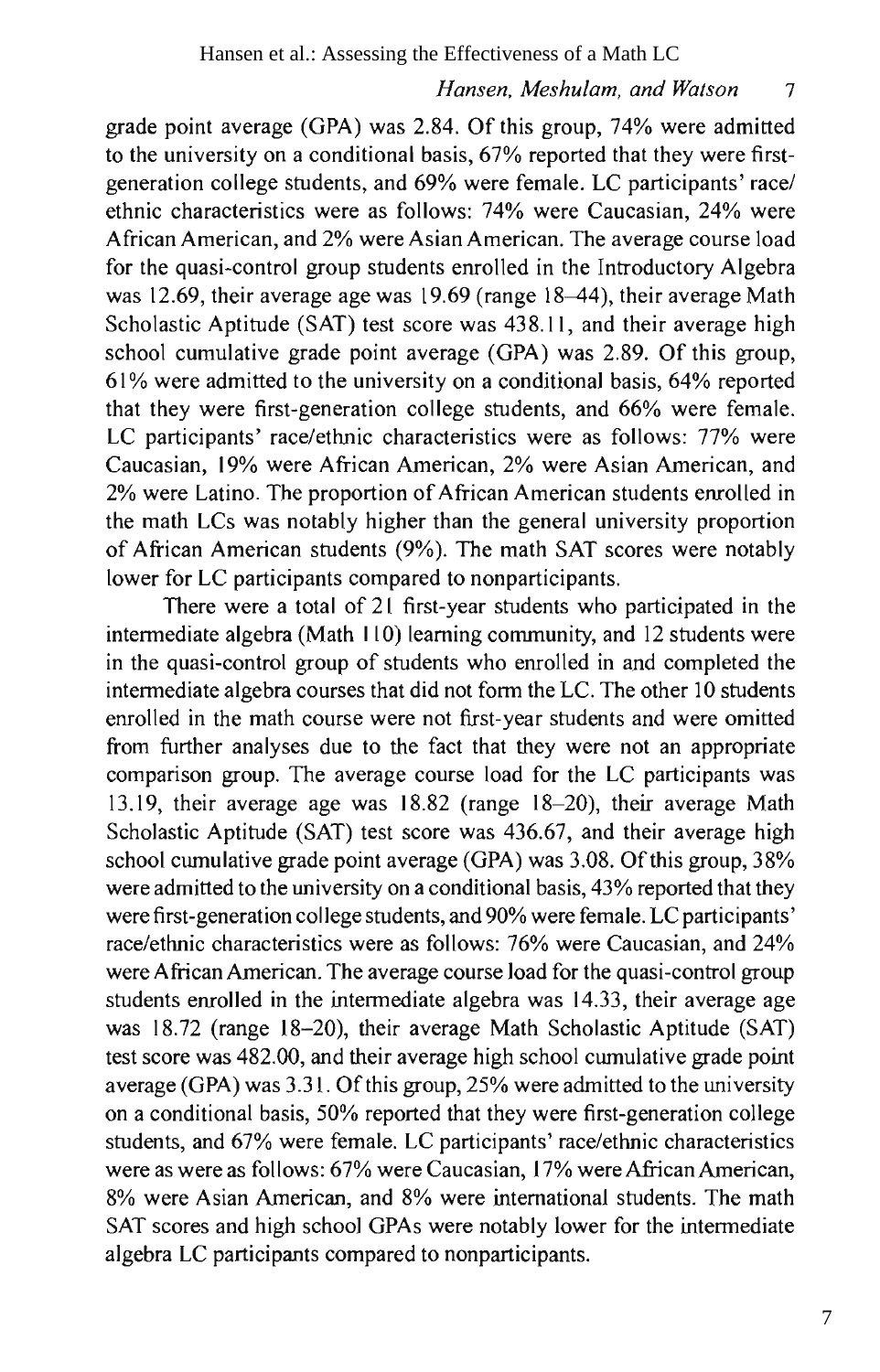grade point average (GPA) was 2.84. Of this group, 74% were admitted to the university on a conditional basis, 67% reported that they were first-generation college students, and 69% were female. LC participants' race/ethnic characteristics were as follows: 74% were Caucasian, 24% were African American, and 2% were Asian American. The average course load for the quasi-control group students enrolled in the Introductory Algebra was 12.69, their average age was 19.69 (range 18–44), their average Math Scholastic Aptitude (SAT) test score was 438.11, and their average high school cumulative grade point average (GPA) was 2.89. Of this group, 61% were admitted to the university on a conditional basis, 64% reported that they were first-generation college students, and 66% were female. LC participants' race/ethnic characteristics were as follows: 77% were Caucasian, 19% were African American, 2% were Asian American, and 2% were Latino. The proportion of African American students enrolled in the math LCs was notably higher than the general university proportion of African American students (9%). The math SAT scores were notably lower for LC participants compared to nonparticipants.

There were a total of 21 first-year students who participated in the intermediate algebra (Math 110) learning community, and 12 students were in the quasi-control group of students who enrolled in and completed the intermediate algebra courses that did not form the LC. The other 10 students enrolled in the math course were not first-year students and were omitted from further analyses due to the fact that they were not an appropriate comparison group. The average course load for the LC participants was 13.19, their average age was 18.82 (range 18–20), their average Math Scholastic Aptitude (SAT) test score was 436.67, and their average high school cumulative grade point average (GPA) was 3.08. Of this group, 38% were admitted to the university on a conditional basis, 43% reported that they were first-generation college students, and 90% were female. LC participants' race/ethnic characteristics were as follows: 76% were Caucasian, and 24% were African American. The average course load for the quasi-control group students enrolled in the intermediate algebra was 14.33, their average age was 18.72 (range 18–20), their average Math Scholastic Aptitude (SAT) test score was 482.00, and their average high school cumulative grade point average (GPA) was 3.31. Of this group, 25% were admitted to the university on a conditional basis, 50% reported that they were first-generation college students, and 67% were female. LC participants' race/ethnic characteristics were as were as follows: 67% were Caucasian, 17% were African American, 8% were Asian American, and 8% were international students. The math SAT scores and high school GPAs were notably lower for the intermediate algebra LC participants compared to nonparticipants.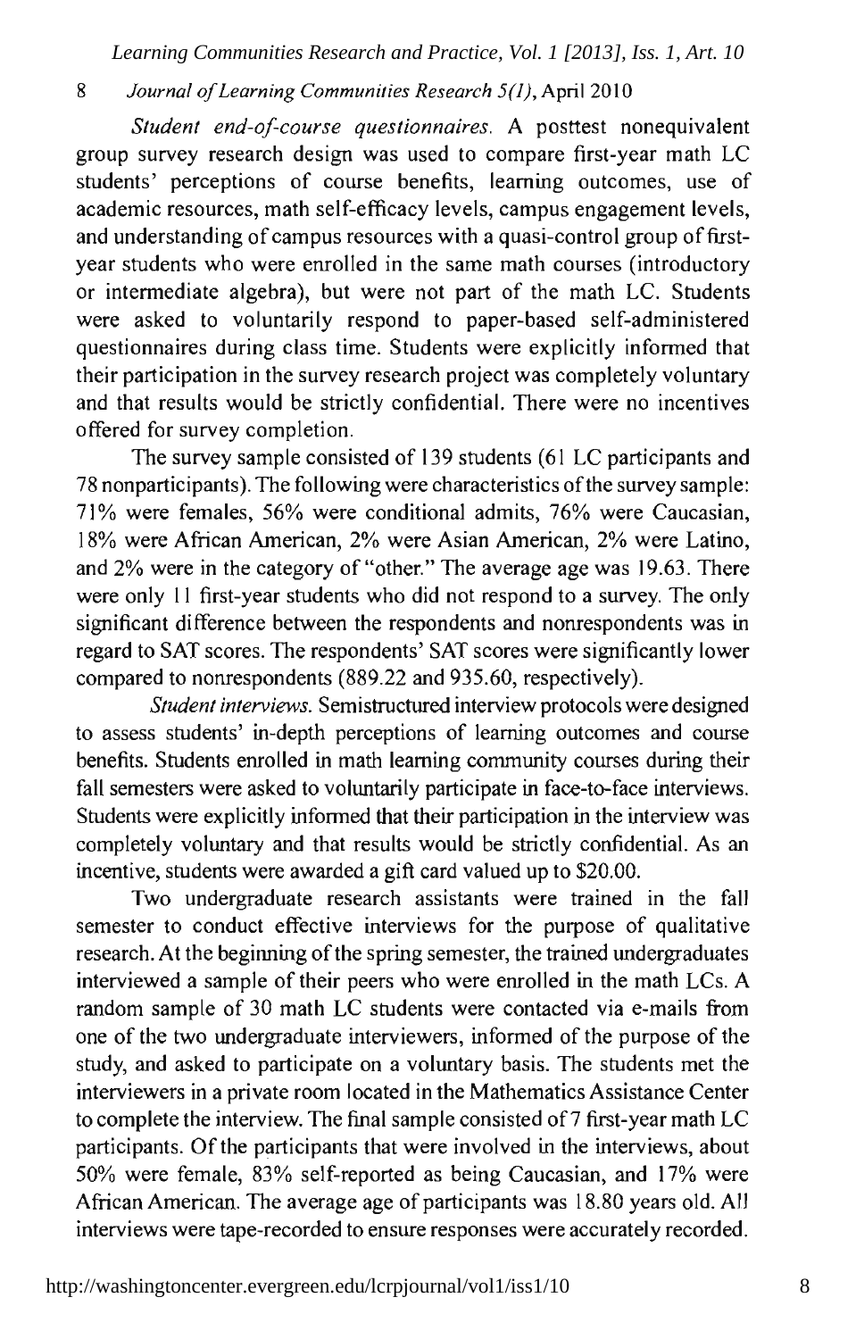*Student end-of-course questionnaires.* A posttest nonequivalent group survey research design was used to compare first-year math LC students' perceptions of course benefits, learning outcomes, use of academic resources, math self-efficacy levels, campus engagement levels, and understanding of campus resources with a quasi-control group of first-year students who were enrolled in the same math courses (introductory or intermediate algebra), but were not part of the math LC. Students were asked to voluntarily respond to paper-based self-administered questionnaires during class time. Students were explicitly informed that their participation in the survey research project was completely voluntary and that results would be strictly confidential. There were no incentives offered for survey completion.

The survey sample consisted of 139 students (61 LC participants and 78 nonparticipants). The following were characteristics of the survey sample: 71% were females, 56% were conditional admits, 76% were Caucasian, 18% were African American, 2% were Asian American, 2% were Latino, and 2% were in the category of "other." The average age was 19.63. There were only 11 first-year students who did not respond to a survey. The only significant difference between the respondents and nonrespondents was in regard to SAT scores. The respondents' SAT scores were significantly lower compared to nonrespondents (889.22 and 935.60, respectively).

*Student interviews.* Semistructured interview protocols were designed to assess students' in-depth perceptions of learning outcomes and course benefits. Students enrolled in math learning community courses during their fall semesters were asked to voluntarily participate in face-to-face interviews. Students were explicitly informed that their participation in the interview was completely voluntary and that results would be strictly confidential. As an incentive, students were awarded a gift card valued up to $20.00.

Two undergraduate research assistants were trained in the fall semester to conduct effective interviews for the purpose of qualitative research. At the beginning of the spring semester, the trained undergraduates interviewed a sample of their peers who were enrolled in the math LCs. A random sample of 30 math LC students were contacted via e-mails from one of the two undergraduate interviewers, informed of the purpose of the study, and asked to participate on a voluntary basis. The students met the interviewers in a private room located in the Mathematics Assistance Center to complete the interview. The final sample consisted of 7 first-year math LC participants. Of the participants that were involved in the interviews, about 50% were female, 83% self-reported as being Caucasian, and 17% were African American. The average age of participants was 18.80 years old. All interviews were tape-recorded to ensure responses were accurately recorded.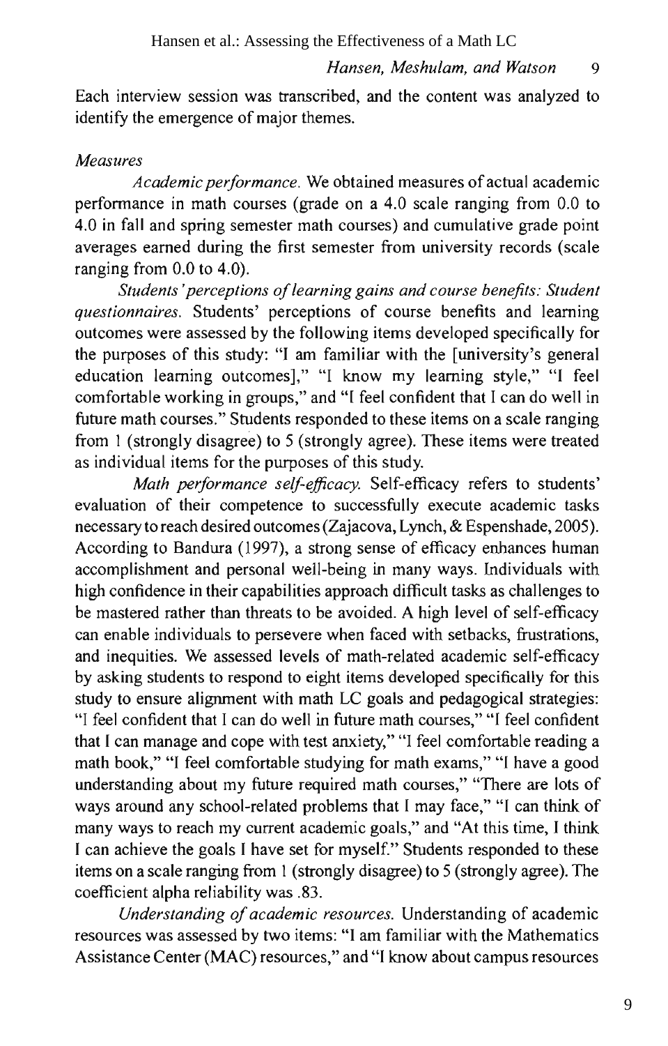Each interview session was transcribed, and the content was analyzed to identify the emergence of major themes.

*Measures*

*Academic performance.* We obtained measures of actual academic performance in math courses (grade on a 4.0 scale ranging from 0.0 to 4.0 in fall and spring semester math courses) and cumulative grade point averages earned during the first semester from university records (scale ranging from 0.0 to 4.0).

*Students' perceptions of learning gains and course benefits: Student questionnaires.* Students' perceptions of course benefits and learning outcomes were assessed by the following items developed specifically for the purposes of this study: "I am familiar with the [university's general education learning outcomes]," "I know my learning style," "I feel comfortable working in groups," and "I feel confident that I can do well in future math courses." Students responded to these items on a scale ranging from 1 (strongly disagree) to 5 (strongly agree). These items were treated as individual items for the purposes of this study.

*Math performance self-efficacy.* Self-efficacy refers to students' evaluation of their competence to successfully execute academic tasks necessary to reach desired outcomes (Zajacova, Lynch, & Espenshade, 2005). According to Bandura (1997), a strong sense of efficacy enhances human accomplishment and personal well-being in many ways. Individuals with high confidence in their capabilities approach difficult tasks as challenges to be mastered rather than threats to be avoided. A high level of self-efficacy can enable individuals to persevere when faced with setbacks, frustrations, and inequities. We assessed levels of math-related academic self-efficacy by asking students to respond to eight items developed specifically for this study to ensure alignment with math LC goals and pedagogical strategies: "I feel confident that I can do well in future math courses," "I feel confident that I can manage and cope with test anxiety," "I feel comfortable reading a math book," "I feel comfortable studying for math exams," "I have a good understanding about my future required math courses," "There are lots of ways around any school-related problems that I may face," "I can think of many ways to reach my current academic goals," and "At this time, I think I can achieve the goals I have set for myself." Students responded to these items on a scale ranging from 1 (strongly disagree) to 5 (strongly agree). The coefficient alpha reliability was .83.

*Understanding of academic resources.* Understanding of academic resources was assessed by two items: "I am familiar with the Mathematics Assistance Center (MAC) resources," and "I know about campus resources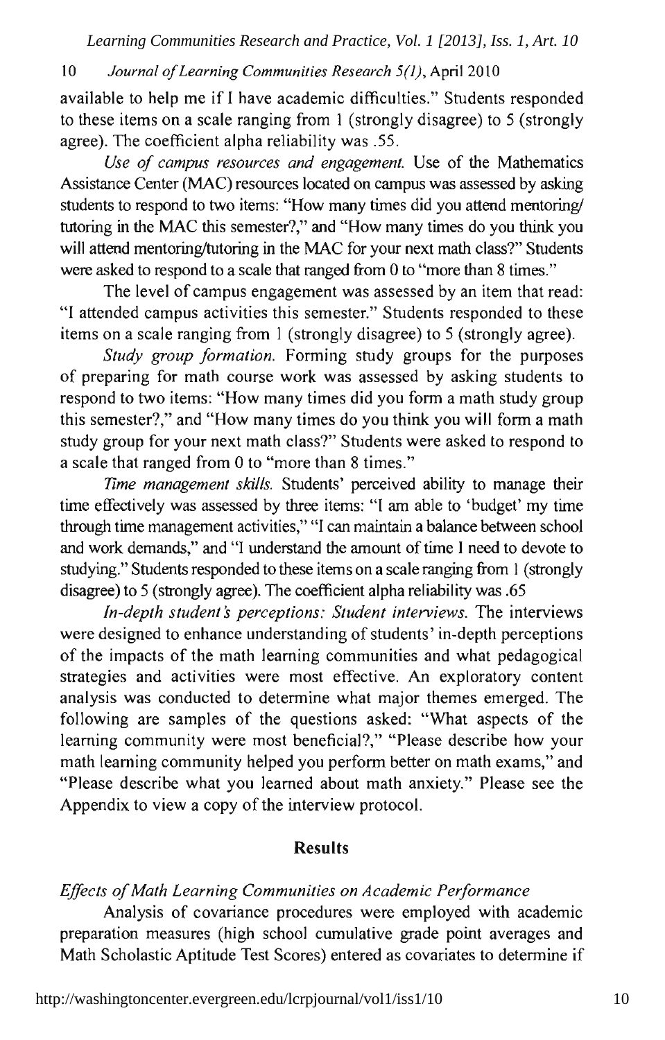available to help me if I have academic difficulties." Students responded to these items on a scale ranging from 1 (strongly disagree) to 5 (strongly agree). The coefficient alpha reliability was .55.

*Use of campus resources and engagement.* Use of the Mathematics Assistance Center (MAC) resources located on campus was assessed by asking students to respond to two items: "How many times did you attend mentoring/tutoring in the MAC this semester?," and "How many times do you think you will attend mentoring/tutoring in the MAC for your next math class?" Students were asked to respond to a scale that ranged from 0 to "more than 8 times."

The level of campus engagement was assessed by an item that read: "I attended campus activities this semester." Students responded to these items on a scale ranging from 1 (strongly disagree) to 5 (strongly agree).

*Study group formation.* Forming study groups for the purposes of preparing for math course work was assessed by asking students to respond to two items: "How many times did you form a math study group this semester?," and "How many times do you think you will form a math study group for your next math class?" Students were asked to respond to a scale that ranged from 0 to "more than 8 times."

*Time management skills.* Students' perceived ability to manage their time effectively was assessed by three items: "I am able to 'budget' my time through time management activities," "I can maintain a balance between school and work demands," and "I understand the amount of time I need to devote to studying." Students responded to these items on a scale ranging from 1 (strongly disagree) to 5 (strongly agree). The coefficient alpha reliability was .65

*In-depth student's perceptions: Student interviews.* The interviews were designed to enhance understanding of students' in-depth perceptions of the impacts of the math learning communities and what pedagogical strategies and activities were most effective. An exploratory content analysis was conducted to determine what major themes emerged. The following are samples of the questions asked: "What aspects of the learning community were most beneficial?," "Please describe how your math learning community helped you perform better on math exams," and "Please describe what you learned about math anxiety." Please see the Appendix to view a copy of the interview protocol.

## Results

### *Effects of Math Learning Communities on Academic Performance*

Analysis of covariance procedures were employed with academic preparation measures (high school cumulative grade point averages and Math Scholastic Aptitude Test Scores) entered as covariates to determine if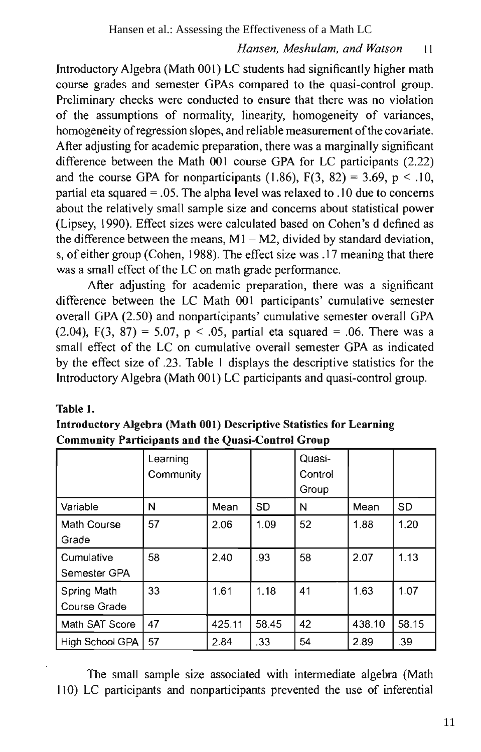Introductory Algebra (Math 001) LC students had significantly higher math course grades and semester GPAs compared to the quasi-control group. Preliminary checks were conducted to ensure that there was no violation of the assumptions of normality, linearity, homogeneity of variances, homogeneity of regression slopes, and reliable measurement of the covariate. After adjusting for academic preparation, there was a marginally significant difference between the Math 001 course GPA for LC participants (2.22) and the course GPA for nonparticipants (1.86), $F(3, 82) = 3.69$, $p < .10$, partial eta squared = .05. The alpha level was relaxed to .10 due to concerns about the relatively small sample size and concerns about statistical power (Lipsey, 1990). Effect sizes were calculated based on Cohen's d defined as the difference between the means, $M1 - M2$, divided by standard deviation, s, of either group (Cohen, 1988). The effect size was .17 meaning that there was a small effect of the LC on math grade performance.

After adjusting for academic preparation, there was a significant difference between the LC Math 001 participants' cumulative semester overall GPA (2.50) and nonparticipants' cumulative semester overall GPA (2.04), $F(3, 87) = 5.07$, $p < .05$, partial eta squared = .06. There was a small effect of the LC on cumulative overall semester GPA as indicated by the effect size of .23. Table 1 displays the descriptive statistics for the Introductory Algebra (Math 001) LC participants and quasi-control group.

**Table 1.**
**Introductory Algebra (Math 001) Descriptive Statistics for Learning Community Participants and the Quasi-Control Group**

| | Learning Community | | | Quasi-Control Group | | |
|---|---|---|---|---|---|---|
| Variable | N | Mean | SD | N | Mean | SD |
| Math Course Grade | 57 | 2.06 | 1.09 | 52 | 1.88 | 1.20 |
| Cumulative Semester GPA | 58 | 2.40 | .93 | 58 | 2.07 | 1.13 |
| Spring Math Course Grade | 33 | 1.61 | 1.18 | 41 | 1.63 | 1.07 |
| Math SAT Score | 47 | 425.11 | 58.45 | 42 | 438.10 | 58.15 |
| High School GPA | 57 | 2.84 | .33 | 54 | 2.89 | .39 |

The small sample size associated with intermediate algebra (Math 110) LC participants and nonparticipants prevented the use of inferential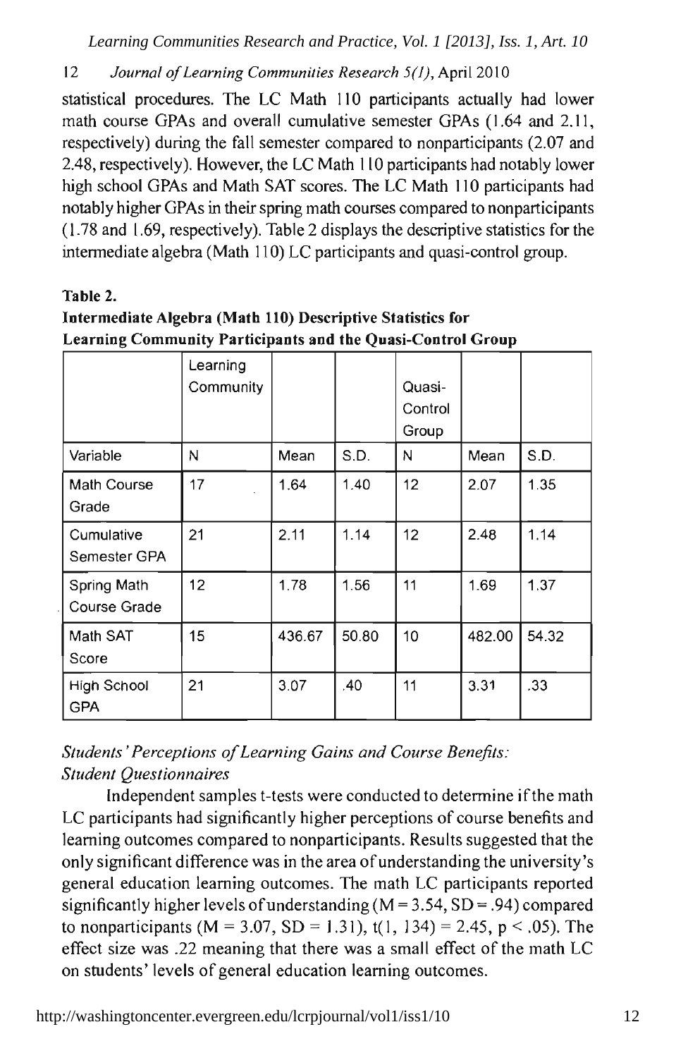statistical procedures. The LC Math 110 participants actually had lower math course GPAs and overall cumulative semester GPAs (1.64 and 2.11, respectively) during the fall semester compared to nonparticipants (2.07 and 2.48, respectively). However, the LC Math 110 participants had notably lower high school GPAs and Math SAT scores. The LC Math 110 participants had notably higher GPAs in their spring math courses compared to nonparticipants (1.78 and 1.69, respectively). Table 2 displays the descriptive statistics for the intermediate algebra (Math 110) LC participants and quasi-control group.

**Table 2.**
**Intermediate Algebra (Math 110) Descriptive Statistics for Learning Community Participants and the Quasi-Control Group**

| | Learning Community | | | Quasi-Control Group | | |
|---|---|---|---|---|---|---|
| Variable | N | Mean | S.D. | N | Mean | S.D. |
| Math Course Grade | 17 | 1.64 | 1.40 | 12 | 2.07 | 1.35 |
| Cumulative Semester GPA | 21 | 2.11 | 1.14 | 12 | 2.48 | 1.14 |
| Spring Math Course Grade | 12 | 1.78 | 1.56 | 11 | 1.69 | 1.37 |
| Math SAT Score | 15 | 436.67 | 50.80 | 10 | 482.00 | 54.32 |
| High School GPA | 21 | 3.07 | .40 | 11 | 3.31 | .33 |

### *Students' Perceptions of Learning Gains and Course Benefits: Student Questionnaires*

Independent samples t-tests were conducted to determine if the math LC participants had significantly higher perceptions of course benefits and learning outcomes compared to nonparticipants. Results suggested that the only significant difference was in the area of understanding the university's general education learning outcomes. The math LC participants reported significantly higher levels of understanding ($M = 3.54$, $SD = .94$) compared to nonparticipants ($M = 3.07$, $SD = 1.31$), $t(1, 134) = 2.45$, $p < .05$). The effect size was .22 meaning that there was a small effect of the math LC on students' levels of general education learning outcomes.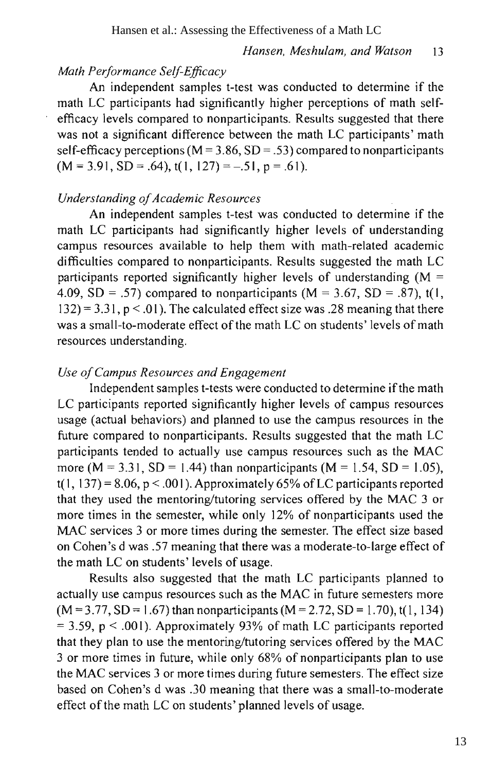### *Math Performance Self-Efficacy*

An independent samples t-test was conducted to determine if the math LC participants had significantly higher perceptions of math self-efficacy levels compared to nonparticipants. Results suggested that there was not a significant difference between the math LC participants' math self-efficacy perceptions ($M = 3.86$, $SD = .53$) compared to nonparticipants ($M = 3.91$, $SD = .64$), $t(1, 127) = -.51$, $p = .61$).

### *Understanding of Academic Resources*

An independent samples t-test was conducted to determine if the math LC participants had significantly higher levels of understanding campus resources available to help them with math-related academic difficulties compared to nonparticipants. Results suggested the math LC participants reported significantly higher levels of understanding ($M = 4.09$, $SD = .57$) compared to nonparticipants ($M = 3.67$, $SD = .87$), $t(1, 132) = 3.31$, $p < .01$). The calculated effect size was .28 meaning that there was a small-to-moderate effect of the math LC on students' levels of math resources understanding.

### *Use of Campus Resources and Engagement*

Independent samples t-tests were conducted to determine if the math LC participants reported significantly higher levels of campus resources usage (actual behaviors) and planned to use the campus resources in the future compared to nonparticipants. Results suggested that the math LC participants tended to actually use campus resources such as the MAC more ($M = 3.31$, $SD = 1.44$) than nonparticipants ($M = 1.54$, $SD = 1.05$), $t(1, 137) = 8.06$, $p < .001$). Approximately 65% of LC participants reported that they used the mentoring/tutoring services offered by the MAC 3 or more times in the semester, while only 12% of nonparticipants used the MAC services 3 or more times during the semester. The effect size based on Cohen's d was .57 meaning that there was a moderate-to-large effect of the math LC on students' levels of usage.

Results also suggested that the math LC participants planned to actually use campus resources such as the MAC in future semesters more ($M = 3.77$, $SD = 1.67$) than nonparticipants ($M = 2.72$, $SD = 1.70$), $t(1, 134) = 3.59$, $p < .001$). Approximately 93% of math LC participants reported that they plan to use the mentoring/tutoring services offered by the MAC 3 or more times in future, while only 68% of nonparticipants plan to use the MAC services 3 or more times during future semesters. The effect size based on Cohen's d was .30 meaning that there was a small-to-moderate effect of the math LC on students' planned levels of usage.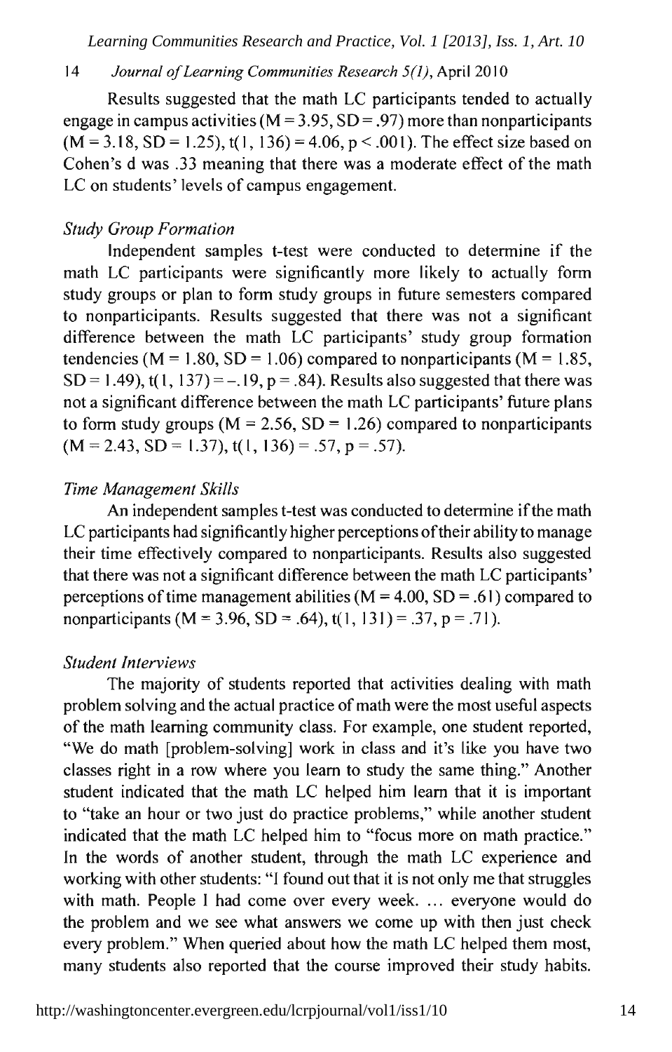Results suggested that the math LC participants tended to actually engage in campus activities ($M = 3.95$, $SD = .97$) more than nonparticipants ($M = 3.18$, $SD = 1.25$), $t(1, 136) = 4.06$, $p < .001$). The effect size based on Cohen's d was .33 meaning that there was a moderate effect of the math LC on students' levels of campus engagement.

### *Study Group Formation*

Independent samples t-test were conducted to determine if the math LC participants were significantly more likely to actually form study groups or plan to form study groups in future semesters compared to nonparticipants. Results suggested that there was not a significant difference between the math LC participants' study group formation tendencies ($M = 1.80$, $SD = 1.06$) compared to nonparticipants ($M = 1.85$, $SD = 1.49$), $t(1, 137) = -.19$, $p = .84$). Results also suggested that there was not a significant difference between the math LC participants' future plans to form study groups ($M = 2.56$, $SD = 1.26$) compared to nonparticipants ($M = 2.43$, $SD = 1.37$), $t(1, 136) = .57$, $p = .57$).

### *Time Management Skills*

An independent samples t-test was conducted to determine if the math LC participants had significantly higher perceptions of their ability to manage their time effectively compared to nonparticipants. Results also suggested that there was not a significant difference between the math LC participants' perceptions of time management abilities ($M = 4.00$, $SD = .61$) compared to nonparticipants ($M = 3.96$, $SD = .64$), $t(1, 131) = .37$, $p = .71$).

### *Student Interviews*

The majority of students reported that activities dealing with math problem solving and the actual practice of math were the most useful aspects of the math learning community class. For example, one student reported, "We do math [problem-solving] work in class and it's like you have two classes right in a row where you learn to study the same thing." Another student indicated that the math LC helped him learn that it is important to "take an hour or two just do practice problems," while another student indicated that the math LC helped him to "focus more on math practice." In the words of another student, through the math LC experience and working with other students: "I found out that it is not only me that struggles with math. People I had come over every week. … everyone would do the problem and we see what answers we come up with then just check every problem." When queried about how the math LC helped them most, many students also reported that the course improved their study habits.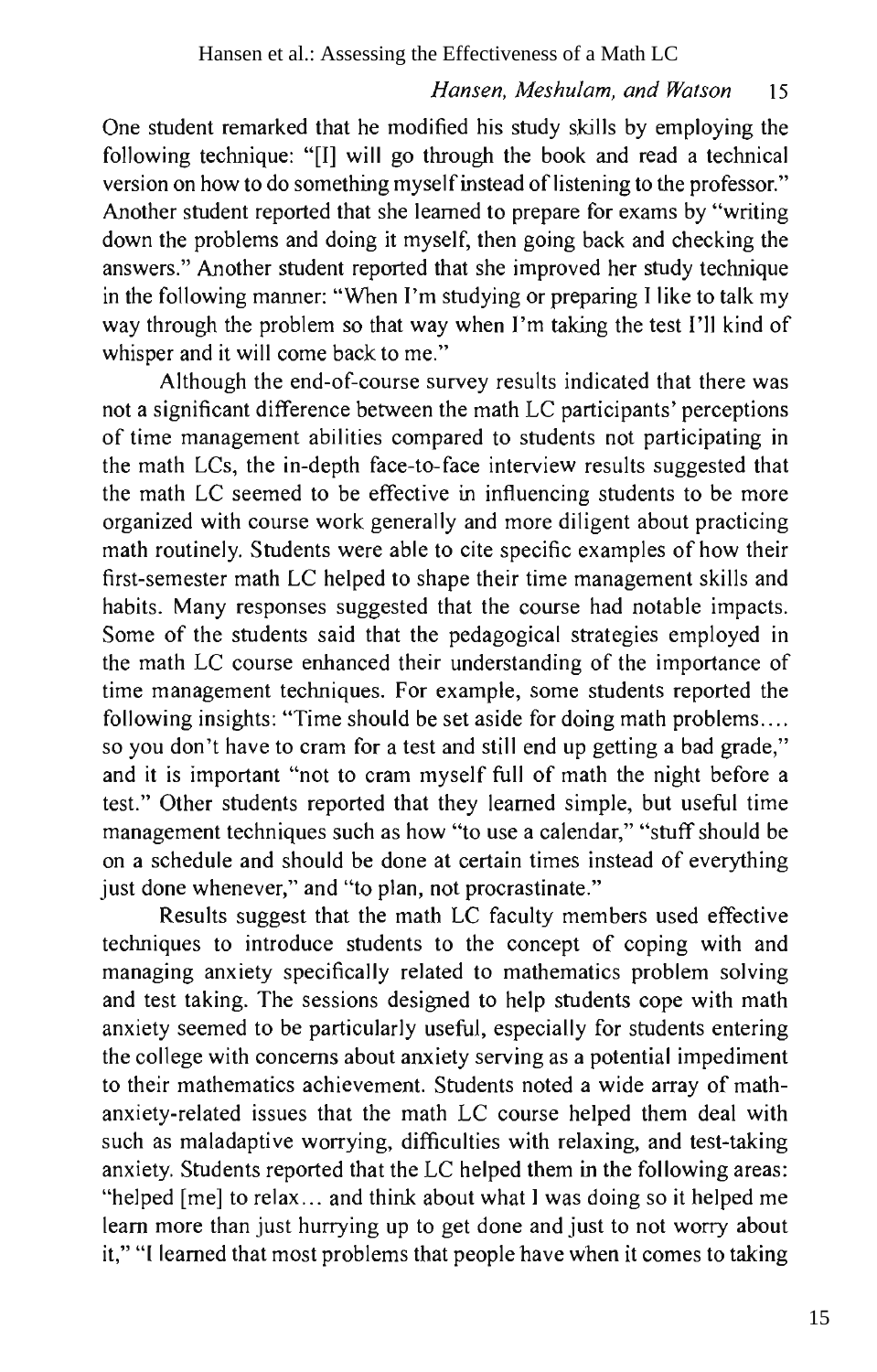One student remarked that he modified his study skills by employing the following technique: "[I] will go through the book and read a technical version on how to do something myself instead of listening to the professor." Another student reported that she learned to prepare for exams by "writing down the problems and doing it myself, then going back and checking the answers." Another student reported that she improved her study technique in the following manner: "When I'm studying or preparing I like to talk my way through the problem so that way when I'm taking the test I'll kind of whisper and it will come back to me."

Although the end-of-course survey results indicated that there was not a significant difference between the math LC participants' perceptions of time management abilities compared to students not participating in the math LCs, the in-depth face-to-face interview results suggested that the math LC seemed to be effective in influencing students to be more organized with course work generally and more diligent about practicing math routinely. Students were able to cite specific examples of how their first-semester math LC helped to shape their time management skills and habits. Many responses suggested that the course had notable impacts. Some of the students said that the pedagogical strategies employed in the math LC course enhanced their understanding of the importance of time management techniques. For example, some students reported the following insights: "Time should be set aside for doing math problems.... so you don't have to cram for a test and still end up getting a bad grade," and it is important "not to cram myself full of math the night before a test." Other students reported that they learned simple, but useful time management techniques such as how "to use a calendar," "stuff should be on a schedule and should be done at certain times instead of everything just done whenever," and "to plan, not procrastinate."

Results suggest that the math LC faculty members used effective techniques to introduce students to the concept of coping with and managing anxiety specifically related to mathematics problem solving and test taking. The sessions designed to help students cope with math anxiety seemed to be particularly useful, especially for students entering the college with concerns about anxiety serving as a potential impediment to their mathematics achievement. Students noted a wide array of math-anxiety-related issues that the math LC course helped them deal with such as maladaptive worrying, difficulties with relaxing, and test-taking anxiety. Students reported that the LC helped them in the following areas: "helped [me] to relax... and think about what I was doing so it helped me learn more than just hurrying up to get done and just to not worry about it," "I learned that most problems that people have when it comes to taking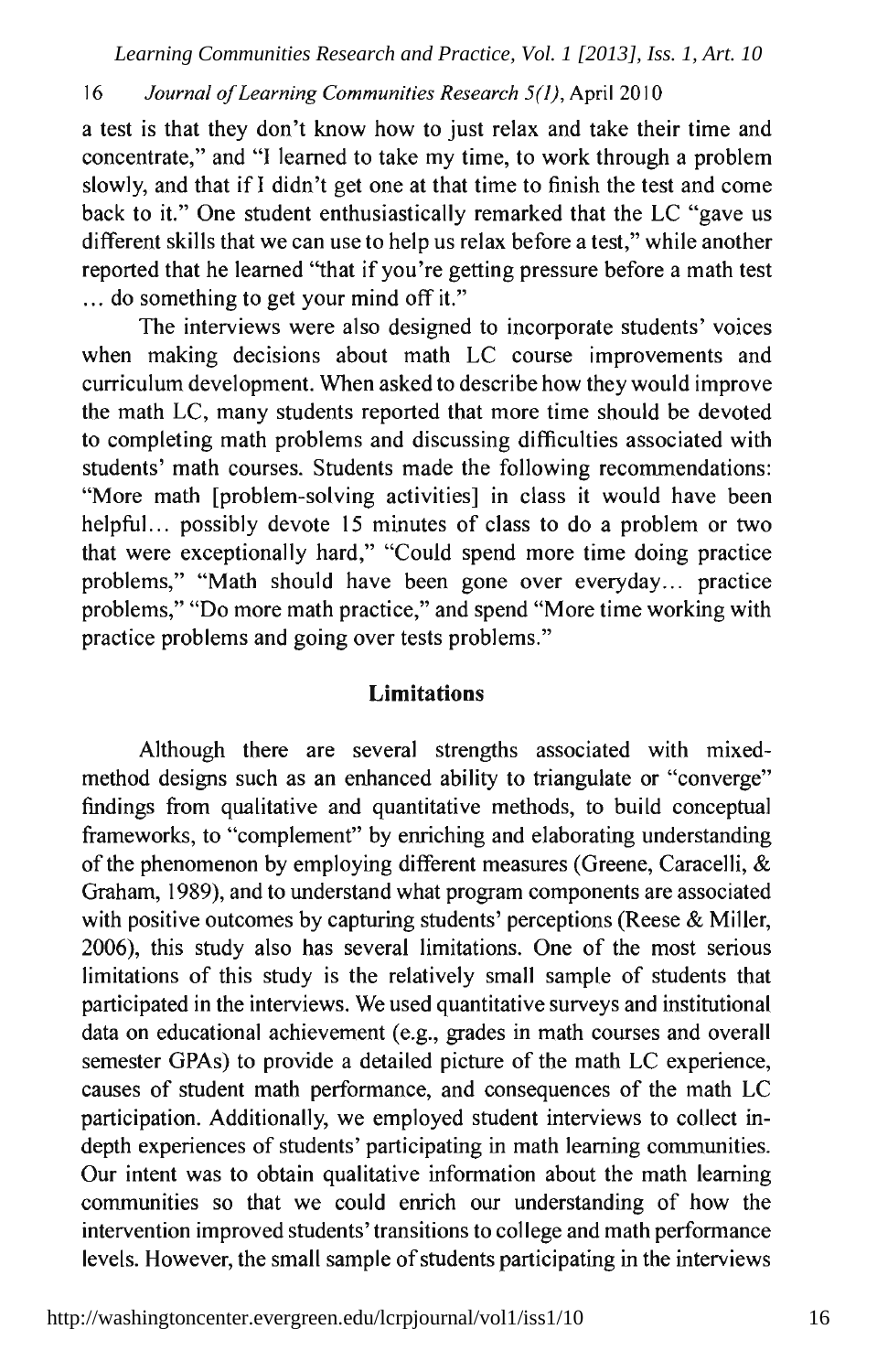a test is that they don't know how to just relax and take their time and concentrate," and "I learned to take my time, to work through a problem slowly, and that if I didn't get one at that time to finish the test and come back to it." One student enthusiastically remarked that the LC "gave us different skills that we can use to help us relax before a test," while another reported that he learned "that if you're getting pressure before a math test … do something to get your mind off it."

The interviews were also designed to incorporate students' voices when making decisions about math LC course improvements and curriculum development. When asked to describe how they would improve the math LC, many students reported that more time should be devoted to completing math problems and discussing difficulties associated with students' math courses. Students made the following recommendations: "More math [problem-solving activities] in class it would have been helpful… possibly devote 15 minutes of class to do a problem or two that were exceptionally hard," "Could spend more time doing practice problems," "Math should have been gone over everyday… practice problems," "Do more math practice," and spend "More time working with practice problems and going over tests problems."

## Limitations

Although there are several strengths associated with mixed-method designs such as an enhanced ability to triangulate or "converge" findings from qualitative and quantitative methods, to build conceptual frameworks, to "complement" by enriching and elaborating understanding of the phenomenon by employing different measures (Greene, Caracelli, & Graham, 1989), and to understand what program components are associated with positive outcomes by capturing students' perceptions (Reese & Miller, 2006), this study also has several limitations. One of the most serious limitations of this study is the relatively small sample of students that participated in the interviews. We used quantitative surveys and institutional data on educational achievement (e.g., grades in math courses and overall semester GPAs) to provide a detailed picture of the math LC experience, causes of student math performance, and consequences of the math LC participation. Additionally, we employed student interviews to collect in-depth experiences of students' participating in math learning communities. Our intent was to obtain qualitative information about the math learning communities so that we could enrich our understanding of how the intervention improved students' transitions to college and math performance levels. However, the small sample of students participating in the interviews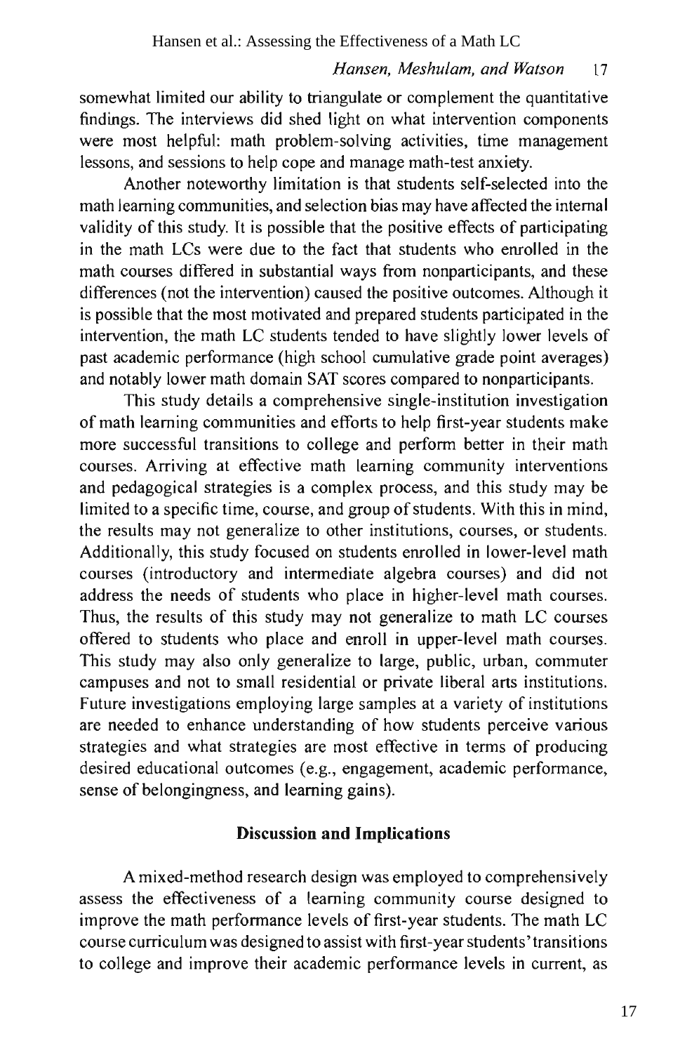somewhat limited our ability to triangulate or complement the quantitative findings. The interviews did shed light on what intervention components were most helpful: math problem-solving activities, time management lessons, and sessions to help cope and manage math-test anxiety.

Another noteworthy limitation is that students self-selected into the math learning communities, and selection bias may have affected the internal validity of this study. It is possible that the positive effects of participating in the math LCs were due to the fact that students who enrolled in the math courses differed in substantial ways from nonparticipants, and these differences (not the intervention) caused the positive outcomes. Although it is possible that the most motivated and prepared students participated in the intervention, the math LC students tended to have slightly lower levels of past academic performance (high school cumulative grade point averages) and notably lower math domain SAT scores compared to nonparticipants.

This study details a comprehensive single-institution investigation of math learning communities and efforts to help first-year students make more successful transitions to college and perform better in their math courses. Arriving at effective math learning community interventions and pedagogical strategies is a complex process, and this study may be limited to a specific time, course, and group of students. With this in mind, the results may not generalize to other institutions, courses, or students. Additionally, this study focused on students enrolled in lower-level math courses (introductory and intermediate algebra courses) and did not address the needs of students who place in higher-level math courses. Thus, the results of this study may not generalize to math LC courses offered to students who place and enroll in upper-level math courses. This study may also only generalize to large, public, urban, commuter campuses and not to small residential or private liberal arts institutions. Future investigations employing large samples at a variety of institutions are needed to enhance understanding of how students perceive various strategies and what strategies are most effective in terms of producing desired educational outcomes (e.g., engagement, academic performance, sense of belongingness, and learning gains).

## Discussion and Implications

A mixed-method research design was employed to comprehensively assess the effectiveness of a learning community course designed to improve the math performance levels of first-year students. The math LC course curriculum was designed to assist with first-year students' transitions to college and improve their academic performance levels in current, as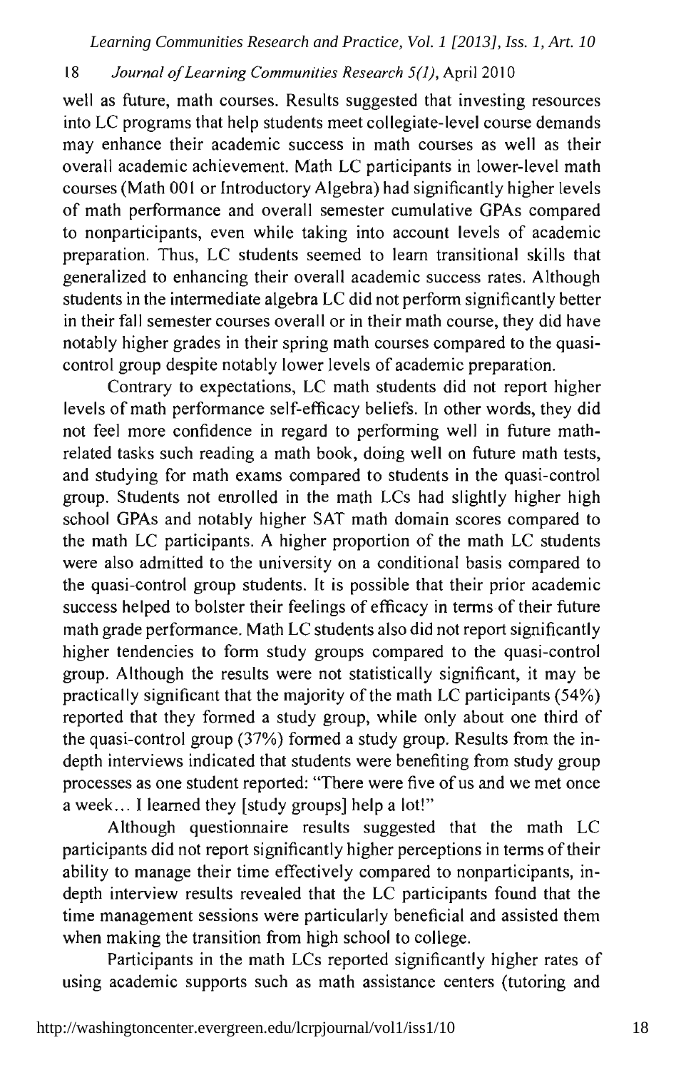well as future, math courses. Results suggested that investing resources into LC programs that help students meet collegiate-level course demands may enhance their academic success in math courses as well as their overall academic achievement. Math LC participants in lower-level math courses (Math 001 or Introductory Algebra) had significantly higher levels of math performance and overall semester cumulative GPAs compared to nonparticipants, even while taking into account levels of academic preparation. Thus, LC students seemed to learn transitional skills that generalized to enhancing their overall academic success rates. Although students in the intermediate algebra LC did not perform significantly better in their fall semester courses overall or in their math course, they did have notably higher grades in their spring math courses compared to the quasi-control group despite notably lower levels of academic preparation.

Contrary to expectations, LC math students did not report higher levels of math performance self-efficacy beliefs. In other words, they did not feel more confidence in regard to performing well in future math-related tasks such reading a math book, doing well on future math tests, and studying for math exams compared to students in the quasi-control group. Students not enrolled in the math LCs had slightly higher high school GPAs and notably higher SAT math domain scores compared to the math LC participants. A higher proportion of the math LC students were also admitted to the university on a conditional basis compared to the quasi-control group students. It is possible that their prior academic success helped to bolster their feelings of efficacy in terms of their future math grade performance. Math LC students also did not report significantly higher tendencies to form study groups compared to the quasi-control group. Although the results were not statistically significant, it may be practically significant that the majority of the math LC participants (54%) reported that they formed a study group, while only about one third of the quasi-control group (37%) formed a study group. Results from the in-depth interviews indicated that students were benefiting from study group processes as one student reported: "There were five of us and we met once a week… I learned they [study groups] help a lot!"

Although questionnaire results suggested that the math LC participants did not report significantly higher perceptions in terms of their ability to manage their time effectively compared to nonparticipants, in-depth interview results revealed that the LC participants found that the time management sessions were particularly beneficial and assisted them when making the transition from high school to college.

Participants in the math LCs reported significantly higher rates of using academic supports such as math assistance centers (tutoring and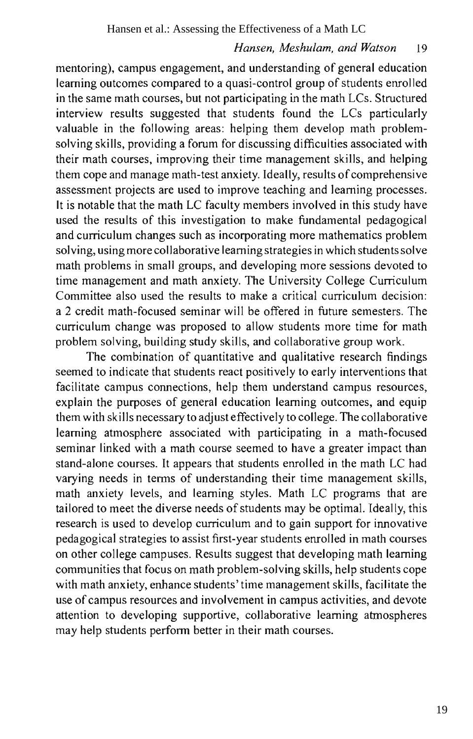mentoring), campus engagement, and understanding of general education learning outcomes compared to a quasi-control group of students enrolled in the same math courses, but not participating in the math LCs. Structured interview results suggested that students found the LCs particularly valuable in the following areas: helping them develop math problem-solving skills, providing a forum for discussing difficulties associated with their math courses, improving their time management skills, and helping them cope and manage math-test anxiety. Ideally, results of comprehensive assessment projects are used to improve teaching and learning processes. It is notable that the math LC faculty members involved in this study have used the results of this investigation to make fundamental pedagogical and curriculum changes such as incorporating more mathematics problem solving, using more collaborative learning strategies in which students solve math problems in small groups, and developing more sessions devoted to time management and math anxiety. The University College Curriculum Committee also used the results to make a critical curriculum decision: a 2 credit math-focused seminar will be offered in future semesters. The curriculum change was proposed to allow students more time for math problem solving, building study skills, and collaborative group work.

The combination of quantitative and qualitative research findings seemed to indicate that students react positively to early interventions that facilitate campus connections, help them understand campus resources, explain the purposes of general education learning outcomes, and equip them with skills necessary to adjust effectively to college. The collaborative learning atmosphere associated with participating in a math-focused seminar linked with a math course seemed to have a greater impact than stand-alone courses. It appears that students enrolled in the math LC had varying needs in terms of understanding their time management skills, math anxiety levels, and learning styles. Math LC programs that are tailored to meet the diverse needs of students may be optimal. Ideally, this research is used to develop curriculum and to gain support for innovative pedagogical strategies to assist first-year students enrolled in math courses on other college campuses. Results suggest that developing math learning communities that focus on math problem-solving skills, help students cope with math anxiety, enhance students' time management skills, facilitate the use of campus resources and involvement in campus activities, and devote attention to developing supportive, collaborative learning atmospheres may help students perform better in their math courses.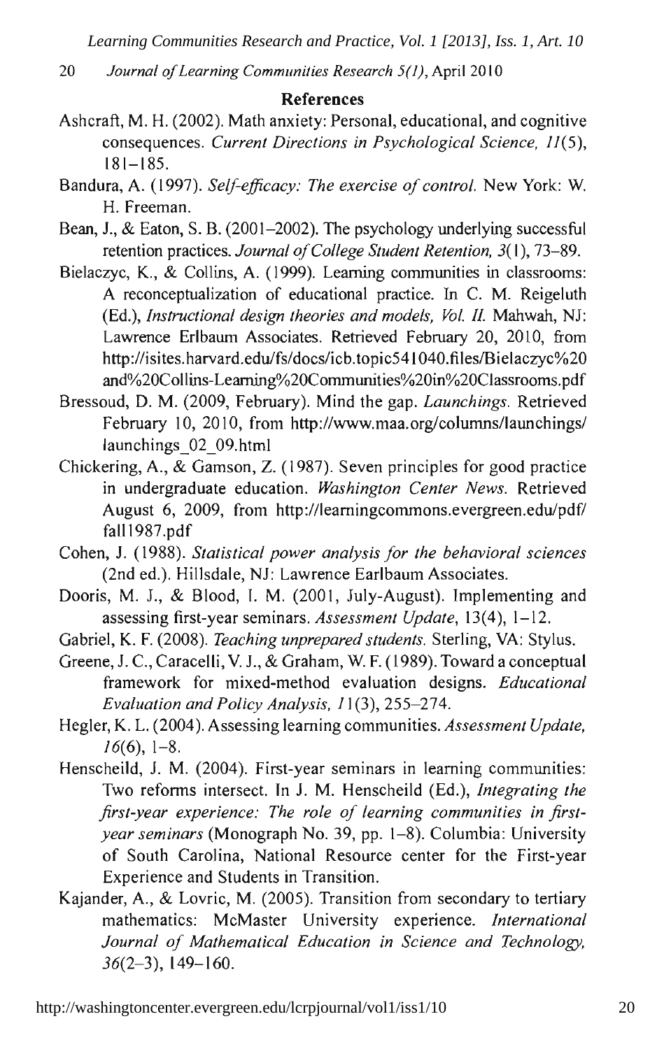## References

Ashcraft, M. H. (2002). Math anxiety: Personal, educational, and cognitive consequences. *Current Directions in Psychological Science, 11*(5), 181–185.

Bandura, A. (1997). *Self-efficacy: The exercise of control.* New York: W. H. Freeman.

Bean, J., & Eaton, S. B. (2001–2002). The psychology underlying successful retention practices. *Journal of College Student Retention, 3*(1), 73–89.

Bielaczyc, K., & Collins, A. (1999). Learning communities in classrooms: A reconceptualization of educational practice. In C. M. Reigeluth (Ed.), *Instructional design theories and models, Vol. II.* Mahwah, NJ: Lawrence Erlbaum Associates. Retrieved February 20, 2010, from http://isites.harvard.edu/fs/docs/icb.topic541040.files/Bielaczyc%20and%20Collins-Learning%20Communities%20in%20Classrooms.pdf

Bressoud, D. M. (2009, February). Mind the gap. *Launchings.* Retrieved February 10, 2010, from http://www.maa.org/columns/launchings/launchings_02_09.html

Chickering, A., & Gamson, Z. (1987). Seven principles for good practice in undergraduate education. *Washington Center News.* Retrieved August 6, 2009, from http://learningcommons.evergreen.edu/pdf/fall1987.pdf

Cohen, J. (1988). *Statistical power analysis for the behavioral sciences* (2nd ed.). Hillsdale, NJ: Lawrence Earlbaum Associates.

Dooris, M. J., & Blood, I. M. (2001, July-August). Implementing and assessing first-year seminars. *Assessment Update*, 13(4), 1–12.

Gabriel, K. F. (2008). *Teaching unprepared students.* Sterling, VA: Stylus.

Greene, J. C., Caracelli, V. J., & Graham, W. F. (1989). Toward a conceptual framework for mixed-method evaluation designs. *Educational Evaluation and Policy Analysis, 11*(3), 255–274.

Hegler, K. L. (2004). Assessing learning communities. *Assessment Update, 16*(6), 1–8.

Henscheild, J. M. (2004). First-year seminars in learning communities: Two reforms intersect. In J. M. Henscheild (Ed.), *Integrating the first-year experience: The role of learning communities in first-year seminars* (Monograph No. 39, pp. 1–8). Columbia: University of South Carolina, National Resource center for the First-year Experience and Students in Transition.

Kajander, A., & Lovric, M. (2005). Transition from secondary to tertiary mathematics: McMaster University experience. *International Journal of Mathematical Education in Science and Technology, 36*(2–3), 149–160.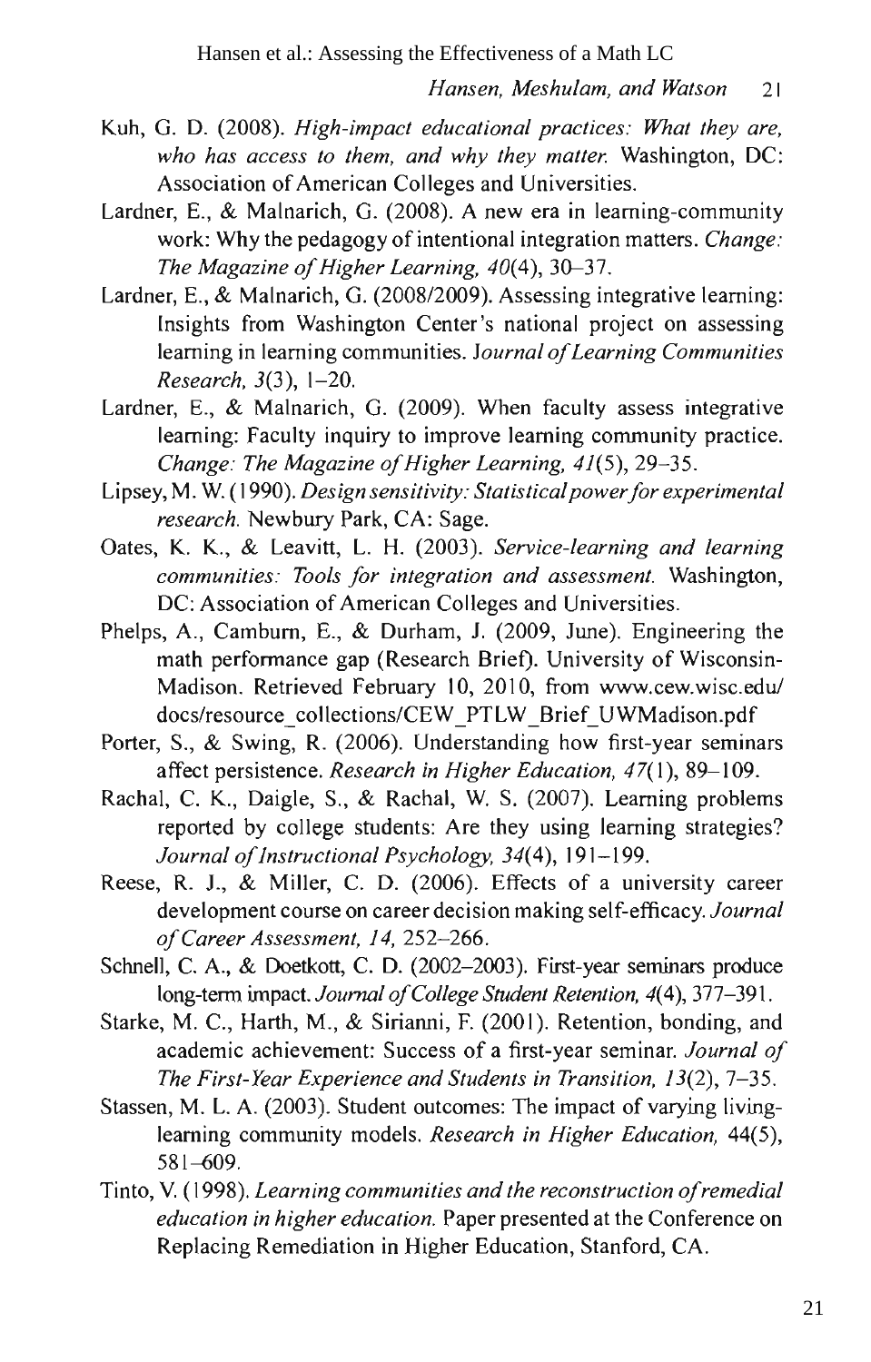Kuh, G. D. (2008). *High-impact educational practices: What they are, who has access to them, and why they matter.* Washington, DC: Association of American Colleges and Universities.

Lardner, E., & Malnarich, G. (2008). A new era in learning-community work: Why the pedagogy of intentional integration matters. *Change: The Magazine of Higher Learning, 40*(4), 30–37.

Lardner, E., & Malnarich, G. (2008/2009). Assessing integrative learning: Insights from Washington Center's national project on assessing learning in learning communities. *Journal of Learning Communities Research, 3*(3), 1–20.

Lardner, E., & Malnarich, G. (2009). When faculty assess integrative learning: Faculty inquiry to improve learning community practice. *Change: The Magazine of Higher Learning, 41*(5), 29–35.

Lipsey, M. W. (1990). *Design sensitivity: Statistical power for experimental research.* Newbury Park, CA: Sage.

Oates, K. K., & Leavitt, L. H. (2003). *Service-learning and learning communities: Tools for integration and assessment.* Washington, DC: Association of American Colleges and Universities.

Phelps, A., Camburn, E., & Durham, J. (2009, June). Engineering the math performance gap (Research Brief). University of Wisconsin-Madison. Retrieved February 10, 2010, from www.cew.wisc.edu/docs/resource_collections/CEW_PTLW_Brief_UWMadison.pdf

Porter, S., & Swing, R. (2006). Understanding how first-year seminars affect persistence. *Research in Higher Education, 47*(1), 89–109.

Rachal, C. K., Daigle, S., & Rachal, W. S. (2007). Learning problems reported by college students: Are they using learning strategies? *Journal of Instructional Psychology, 34*(4), 191–199.

Reese, R. J., & Miller, C. D. (2006). Effects of a university career development course on career decision making self-efficacy. *Journal of Career Assessment, 14,* 252–266.

Schnell, C. A., & Doetkott, C. D. (2002–2003). First-year seminars produce long-term impact. *Journal of College Student Retention, 4*(4), 377–391.

Starke, M. C., Harth, M., & Sirianni, F. (2001). Retention, bonding, and academic achievement: Success of a first-year seminar. *Journal of The First-Year Experience and Students in Transition, 13*(2), 7–35.

Stassen, M. L. A. (2003). Student outcomes: The impact of varying living-learning community models. *Research in Higher Education,* 44(5), 581–609.

Tinto, V. (1998). *Learning communities and the reconstruction of remedial education in higher education.* Paper presented at the Conference on Replacing Remediation in Higher Education, Stanford, CA.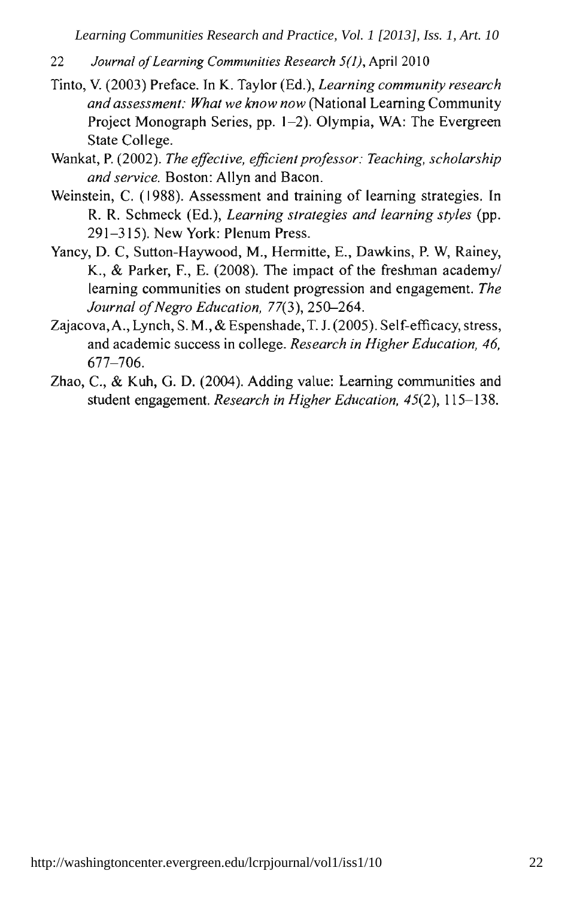Tinto, V. (2003) Preface. In K. Taylor (Ed.), *Learning community research and assessment: What we know now* (National Learning Community Project Monograph Series, pp. 1–2). Olympia, WA: The Evergreen State College.

Wankat, P. (2002). *The effective, efficient professor: Teaching, scholarship and service.* Boston: Allyn and Bacon.

Weinstein, C. (1988). Assessment and training of learning strategies. In R. R. Schmeck (Ed.), *Learning strategies and learning styles* (pp. 291–315). New York: Plenum Press.

Yancy, D. C, Sutton-Haywood, M., Hermitte, E., Dawkins, P. W, Rainey, K., & Parker, F., E. (2008). The impact of the freshman academy/ learning communities on student progression and engagement. *The Journal of Negro Education, 77*(3), 250–264.

Zajacova, A., Lynch, S. M., & Espenshade, T. J. (2005). Self-efficacy, stress, and academic success in college. *Research in Higher Education, 46,* 677–706.

Zhao, C., & Kuh, G. D. (2004). Adding value: Learning communities and student engagement. *Research in Higher Education, 45*(2), 115–138.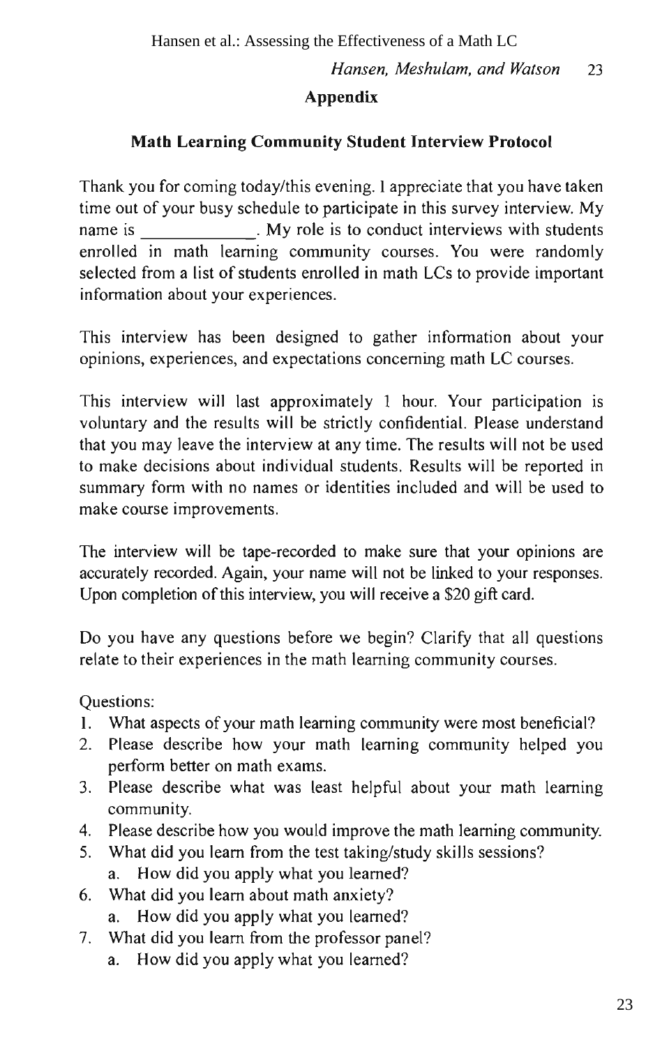## Appendix

### Math Learning Community Student Interview Protocol

Thank you for coming today/this evening. I appreciate that you have taken time out of your busy schedule to participate in this survey interview. My name is \_\_\_\_\_\_\_\_\_\_\_\_\_. My role is to conduct interviews with students enrolled in math learning community courses. You were randomly selected from a list of students enrolled in math LCs to provide important information about your experiences.

This interview has been designed to gather information about your opinions, experiences, and expectations concerning math LC courses.

This interview will last approximately 1 hour. Your participation is voluntary and the results will be strictly confidential. Please understand that you may leave the interview at any time. The results will not be used to make decisions about individual students. Results will be reported in summary form with no names or identities included and will be used to make course improvements.

The interview will be tape-recorded to make sure that your opinions are accurately recorded. Again, your name will not be linked to your responses. Upon completion of this interview, you will receive a $20 gift card.

Do you have any questions before we begin? Clarify that all questions relate to their experiences in the math learning community courses.

Questions:

1. What aspects of your math learning community were most beneficial?
2. Please describe how your math learning community helped you perform better on math exams.
3. Please describe what was least helpful about your math learning community.
4. Please describe how you would improve the math learning community.
5. What did you learn from the test taking/study skills sessions?
   a. How did you apply what you learned?
6. What did you learn about math anxiety?
   a. How did you apply what you learned?
7. What did you learn from the professor panel?
   a. How did you apply what you learned?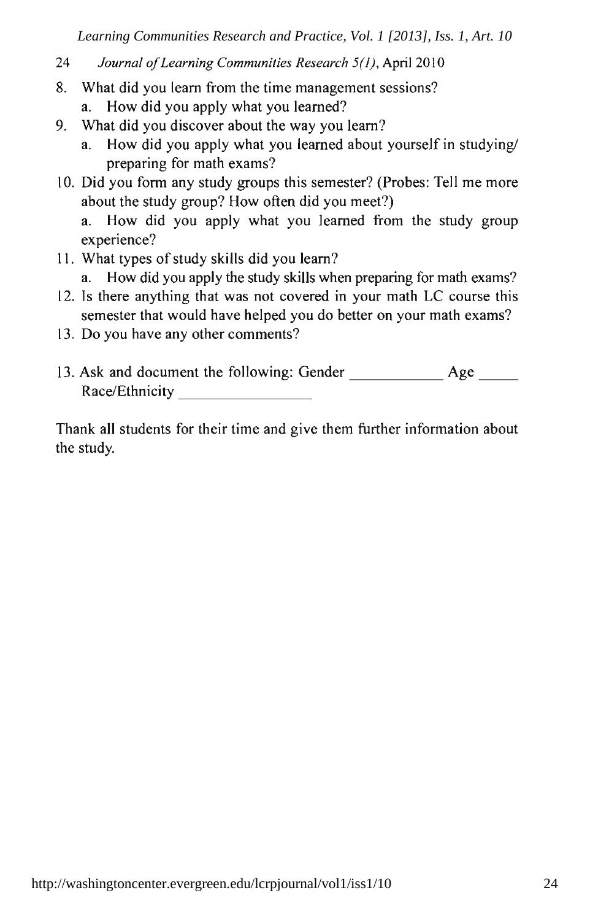8. What did you learn from the time management sessions?
   a. How did you apply what you learned?
9. What did you discover about the way you learn?
   a. How did you apply what you learned about yourself in studying/ preparing for math exams?
10. Did you form any study groups this semester? (Probes: Tell me more about the study group? How often did you meet?)
    a. How did you apply what you learned from the study group experience?
11. What types of study skills did you learn?
    a. How did you apply the study skills when preparing for math exams?
12. Is there anything that was not covered in your math LC course this semester that would have helped you do better on your math exams?
13. Do you have any other comments?

13. Ask and document the following: Gender ____________ Age _____ Race/Ethnicity _________________

Thank all students for their time and give them further information about the study.